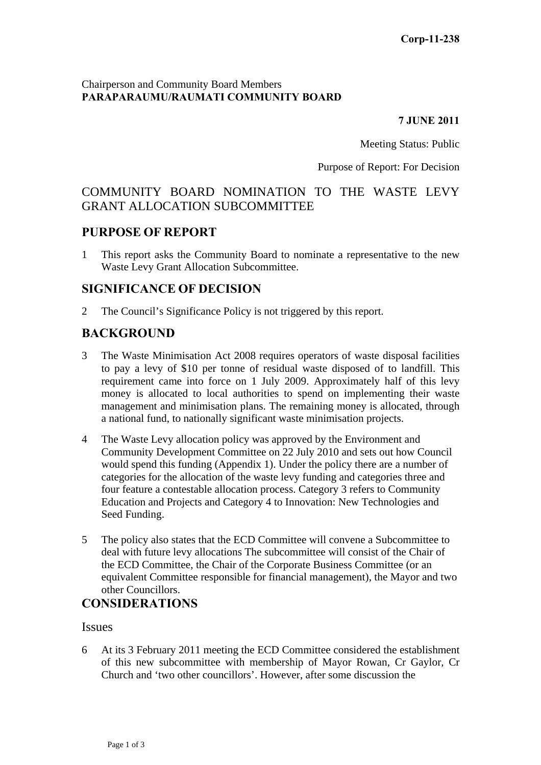**Corp-11-238**

Chairperson and Community Board Members
**PARAPARAUMU/RAUMATI COMMUNITY BOARD**

**7 JUNE 2011**

Meeting Status: Public

Purpose of Report: For Decision

# COMMUNITY BOARD NOMINATION TO THE WASTE LEVY GRANT ALLOCATION SUBCOMMITTEE

## PURPOSE OF REPORT

1 This report asks the Community Board to nominate a representative to the new Waste Levy Grant Allocation Subcommittee.

## SIGNIFICANCE OF DECISION

2 The Council's Significance Policy is not triggered by this report.

## BACKGROUND

3 The Waste Minimisation Act 2008 requires operators of waste disposal facilities to pay a levy of $10 per tonne of residual waste disposed of to landfill. This requirement came into force on 1 July 2009. Approximately half of this levy money is allocated to local authorities to spend on implementing their waste management and minimisation plans. The remaining money is allocated, through a national fund, to nationally significant waste minimisation projects.

4 The Waste Levy allocation policy was approved by the Environment and Community Development Committee on 22 July 2010 and sets out how Council would spend this funding (Appendix 1). Under the policy there are a number of categories for the allocation of the waste levy funding and categories three and four feature a contestable allocation process. Category 3 refers to Community Education and Projects and Category 4 to Innovation: New Technologies and Seed Funding.

5 The policy also states that the ECD Committee will convene a Subcommittee to deal with future levy allocations The subcommittee will consist of the Chair of the ECD Committee, the Chair of the Corporate Business Committee (or an equivalent Committee responsible for financial management), the Mayor and two other Councillors.

## CONSIDERATIONS

### Issues

6 At its 3 February 2011 meeting the ECD Committee considered the establishment of this new subcommittee with membership of Mayor Rowan, Cr Gaylor, Cr Church and 'two other councillors'. However, after some discussion the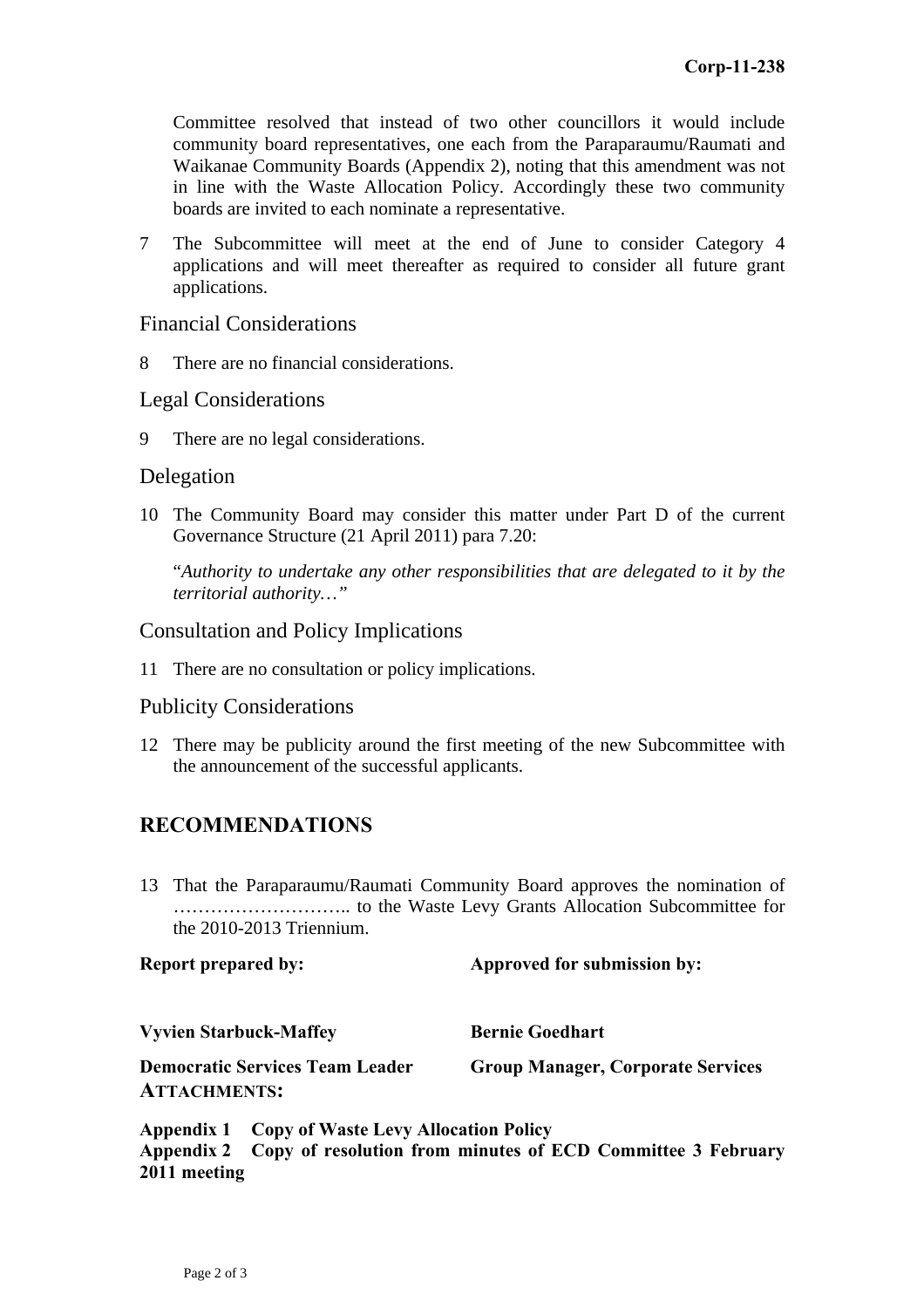Committee resolved that instead of two other councillors it would include community board representatives, one each from the Paraparaumu/Raumati and Waikanae Community Boards (Appendix 2), noting that this amendment was not in line with the Waste Allocation Policy. Accordingly these two community boards are invited to each nominate a representative.

7 The Subcommittee will meet at the end of June to consider Category 4 applications and will meet thereafter as required to consider all future grant applications.

## Financial Considerations

8 There are no financial considerations.

## Legal Considerations

9 There are no legal considerations.

## Delegation

10 The Community Board may consider this matter under Part D of the current Governance Structure (21 April 2011) para 7.20:

"*Authority to undertake any other responsibilities that are delegated to it by the territorial authority…"*

## Consultation and Policy Implications

11 There are no consultation or policy implications.

## Publicity Considerations

12 There may be publicity around the first meeting of the new Subcommittee with the announcement of the successful applicants.

## RECOMMENDATIONS

13 That the Paraparaumu/Raumati Community Board approves the nomination of ……………………….. to the Waste Levy Grants Allocation Subcommittee for the 2010-2013 Triennium.

| **Report prepared by:** | **Approved for submission by:** |
|---|---|
| **Vyvien Starbuck-Maffey** | **Bernie Goedhart** |
| **Democratic Services Team Leader** | **Group Manager, Corporate Services** |

**ATTACHMENTS:**

**Appendix 1 Copy of Waste Levy Allocation Policy**
**Appendix 2 Copy of resolution from minutes of ECD Committee 3 February 2011 meeting**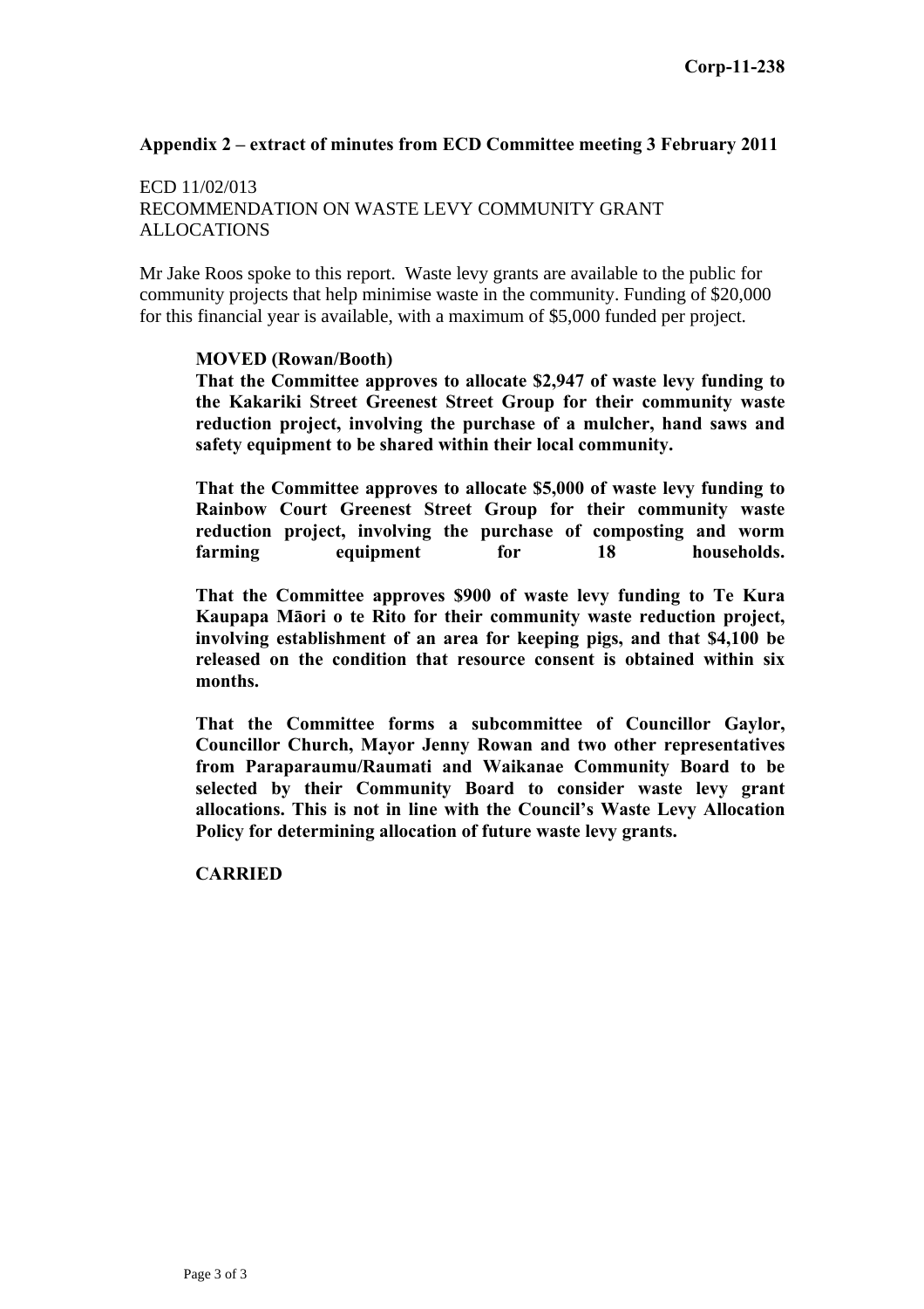**Appendix 2 – extract of minutes from ECD Committee meeting 3 February 2011**

ECD 11/02/013
RECOMMENDATION ON WASTE LEVY COMMUNITY GRANT ALLOCATIONS

Mr Jake Roos spoke to this report. Waste levy grants are available to the public for community projects that help minimise waste in the community. Funding of $20,000 for this financial year is available, with a maximum of $5,000 funded per project.

> **MOVED (Rowan/Booth)**
>
> **That the Committee approves to allocate $2,947 of waste levy funding to the Kakariki Street Greenest Street Group for their community waste reduction project, involving the purchase of a mulcher, hand saws and safety equipment to be shared within their local community.**
>
> **That the Committee approves to allocate $5,000 of waste levy funding to Rainbow Court Greenest Street Group for their community waste reduction project, involving the purchase of composting and worm farming equipment for 18 households.**
>
> **That the Committee approves $900 of waste levy funding to Te Kura Kaupapa Māori o te Rito for their community waste reduction project, involving establishment of an area for keeping pigs, and that $4,100 be released on the condition that resource consent is obtained within six months.**
>
> **That the Committee forms a subcommittee of Councillor Gaylor, Councillor Church, Mayor Jenny Rowan and two other representatives from Paraparaumu/Raumati and Waikanae Community Board to be selected by their Community Board to consider waste levy grant allocations. This is not in line with the Council's Waste Levy Allocation Policy for determining allocation of future waste levy grants.**
>
> **CARRIED**